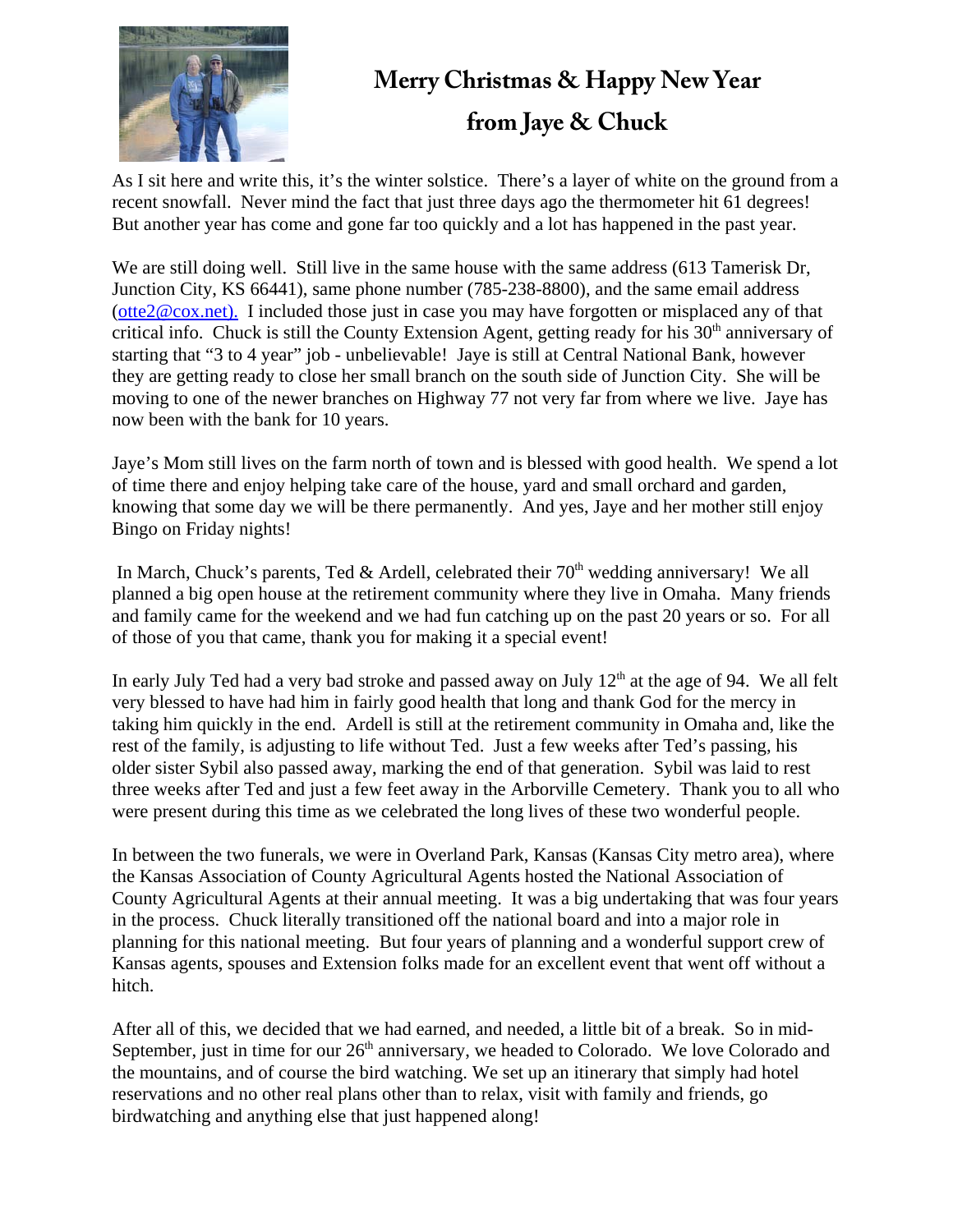# Merry Christmas & Happy New Year

# from Jaye & Chuck

As I sit here and write this, it's the winter solstice. There's a layer of white on the ground from a recent snowfall. Never mind the fact that just three days ago the thermometer hit 61 degrees! But another year has come and gone far too quickly and a lot has happened in the past year.

We are still doing well. Still live in the same house with the same address (613 Tamerisk Dr, Junction City, KS 66441), same phone number (785-238-8800), and the same email address (otte2@cox.net). I included those just in case you may have forgotten or misplaced any of that critical info. Chuck is still the County Extension Agent, getting ready for his 30th anniversary of starting that "3 to 4 year" job - unbelievable! Jaye is still at Central National Bank, however they are getting ready to close her small branch on the south side of Junction City. She will be moving to one of the newer branches on Highway 77 not very far from where we live. Jaye has now been with the bank for 10 years.

Jaye's Mom still lives on the farm north of town and is blessed with good health. We spend a lot of time there and enjoy helping take care of the house, yard and small orchard and garden, knowing that some day we will be there permanently. And yes, Jaye and her mother still enjoy Bingo on Friday nights!

In March, Chuck's parents, Ted & Ardell, celebrated their 70th wedding anniversary! We all planned a big open house at the retirement community where they live in Omaha. Many friends and family came for the weekend and we had fun catching up on the past 20 years or so. For all of those of you that came, thank you for making it a special event!

In early July Ted had a very bad stroke and passed away on July 12th at the age of 94. We all felt very blessed to have had him in fairly good health that long and thank God for the mercy in taking him quickly in the end. Ardell is still at the retirement community in Omaha and, like the rest of the family, is adjusting to life without Ted. Just a few weeks after Ted's passing, his older sister Sybil also passed away, marking the end of that generation. Sybil was laid to rest three weeks after Ted and just a few feet away in the Arborville Cemetery. Thank you to all who were present during this time as we celebrated the long lives of these two wonderful people.

In between the two funerals, we were in Overland Park, Kansas (Kansas City metro area), where the Kansas Association of County Agricultural Agents hosted the National Association of County Agricultural Agents at their annual meeting. It was a big undertaking that was four years in the process. Chuck literally transitioned off the national board and into a major role in planning for this national meeting. But four years of planning and a wonderful support crew of Kansas agents, spouses and Extension folks made for an excellent event that went off without a hitch.

After all of this, we decided that we had earned, and needed, a little bit of a break. So in mid-September, just in time for our 26th anniversary, we headed to Colorado. We love Colorado and the mountains, and of course the bird watching. We set up an itinerary that simply had hotel reservations and no other real plans other than to relax, visit with family and friends, go birdwatching and anything else that just happened along!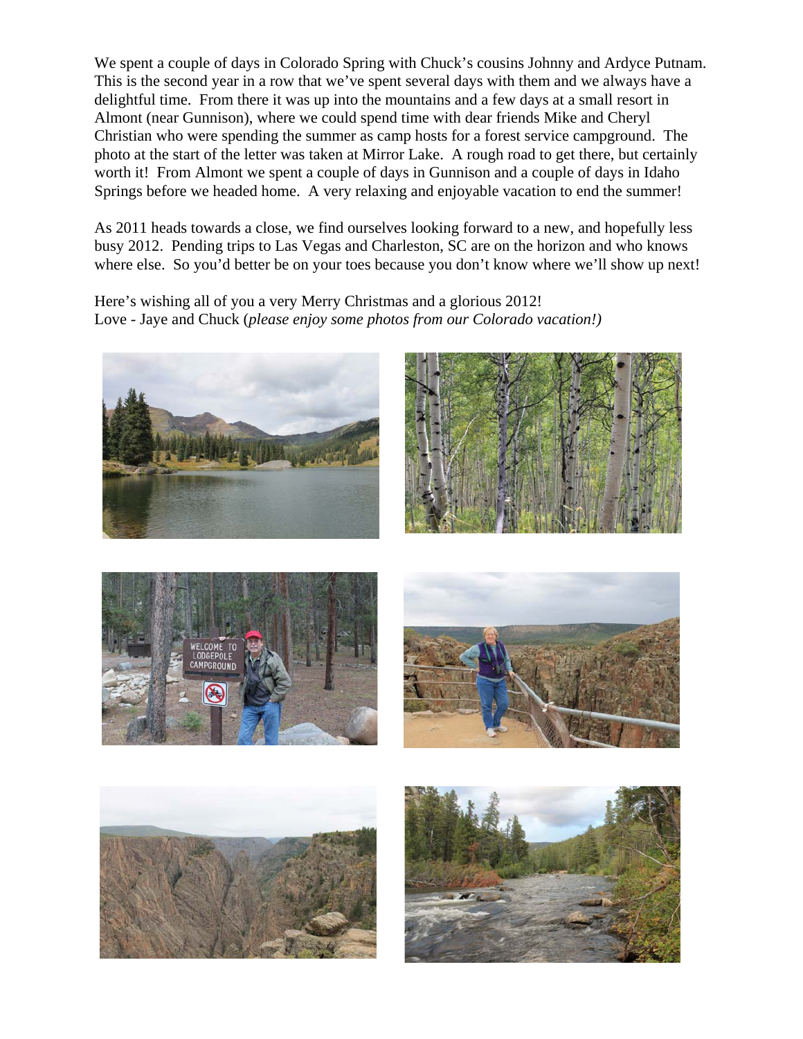We spent a couple of days in Colorado Spring with Chuck's cousins Johnny and Ardyce Putnam. This is the second year in a row that we've spent several days with them and we always have a delightful time. From there it was up into the mountains and a few days at a small resort in Almont (near Gunnison), where we could spend time with dear friends Mike and Cheryl Christian who were spending the summer as camp hosts for a forest service campground. The photo at the start of the letter was taken at Mirror Lake. A rough road to get there, but certainly worth it! From Almont we spent a couple of days in Gunnison and a couple of days in Idaho Springs before we headed home. A very relaxing and enjoyable vacation to end the summer!

As 2011 heads towards a close, we find ourselves looking forward to a new, and hopefully less busy 2012. Pending trips to Las Vegas and Charleston, SC are on the horizon and who knows where else. So you'd better be on your toes because you don't know where we'll show up next!

Here's wishing all of you a very Merry Christmas and a glorious 2012!
Love - Jaye and Chuck (*please enjoy some photos from our Colorado vacation!)*